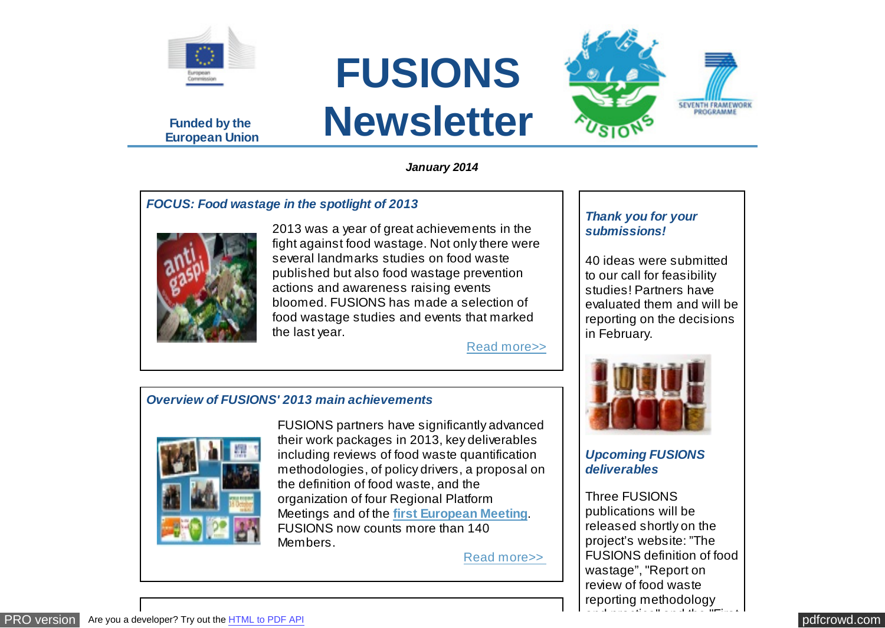Funded by the European Union

# FUSIONS Newsletter

*January 2014*

### *FOCUS: Food wastage in the spotlight of 2013*

2013 was a year of great achievements in the fight against food wastage. Not only there were several landmarks studies on food waste published but also food wastage prevention actions and awareness raising events bloomed. FUSIONS has made a selection of food wastage studies and events that marked the last year.

Read more>>

### *Overview of FUSIONS' 2013 main achievements*

FUSIONS partners have significantly advanced their work packages in 2013, key deliverables including reviews of food waste quantification methodologies, of policy drivers, a proposal on the definition of food waste, and the organization of four Regional Platform Meetings and of the **first European Meeting**. FUSIONS now counts more than 140 Members.

Read more>>

### *Thank you for your submissions!*

40 ideas were submitted to our call for feasibility studies! Partners have evaluated them and will be reporting on the decisions in February.

### *Upcoming FUSIONS deliverables*

Three FUSIONS publications will be released shortly on the project's website: "The FUSIONS definition of food wastage", "Report on review of food waste reporting methodology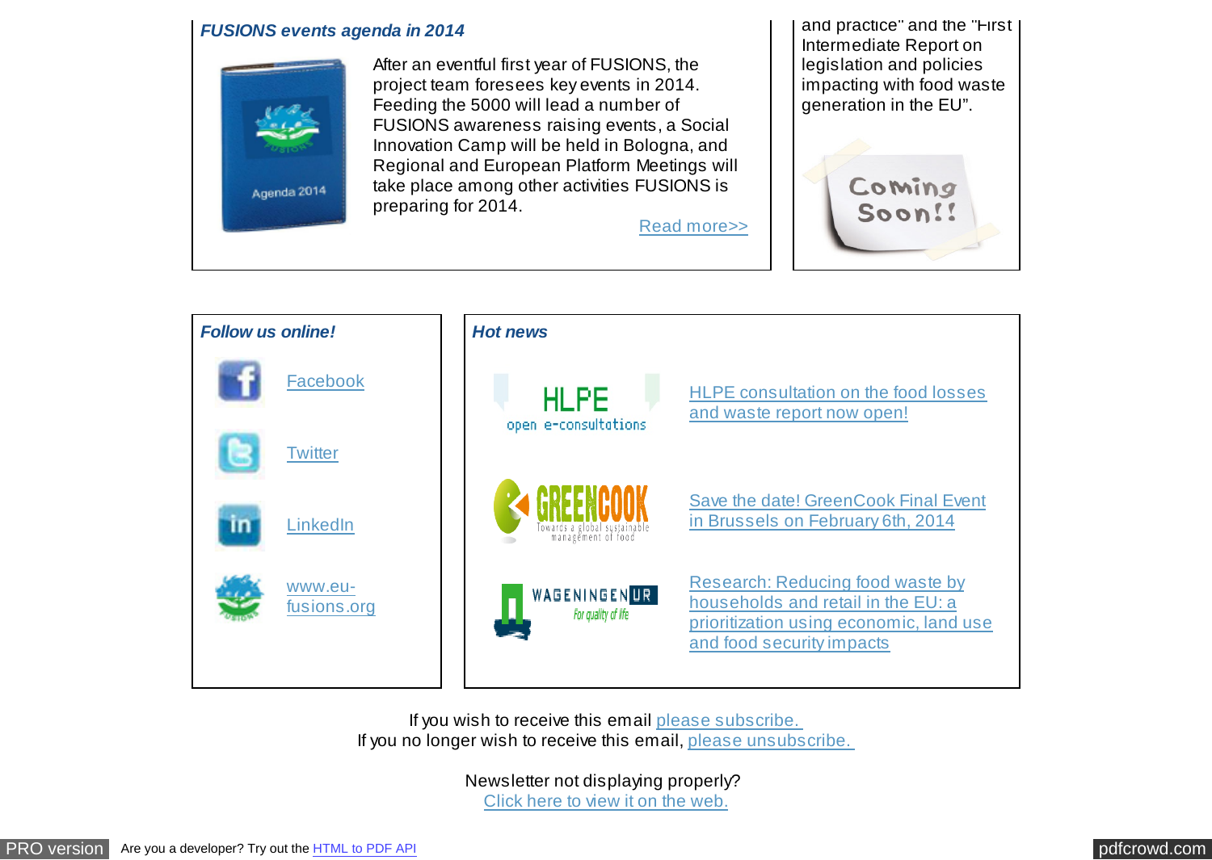### *FUSIONS events agenda in 2014*

After an eventful first year of FUSIONS, the project team foresees key events in 2014. Feeding the 5000 will lead a number of FUSIONS awareness raising events, a Social Innovation Camp will be held in Bologna, and Regional and European Platform Meetings will take place among other activities FUSIONS is preparing for 2014.

Read more>>

and practice" and the "First Intermediate Report on legislation and policies impacting with food waste generation in the EU".

Coming Soon!!

### *Follow us online!*

- Facebook
- Twitter
- LinkedIn
- www.eu-fusions.org

### *Hot news*

HLPE open e-consultations

HLPE consultation on the food losses and waste report now open!

GREENCOOK Towards a global sustainable management of food

Save the date! GreenCook Final Event in Brussels on February 6th, 2014

WAGENINGEN UR For quality of life

Research: Reducing food waste by households and retail in the EU: a prioritization using economic, land use and food security impacts

If you wish to receive this email please subscribe.
If you no longer wish to receive this email, please unsubscribe.

Newsletter not displaying properly?
Click here to view it on the web.